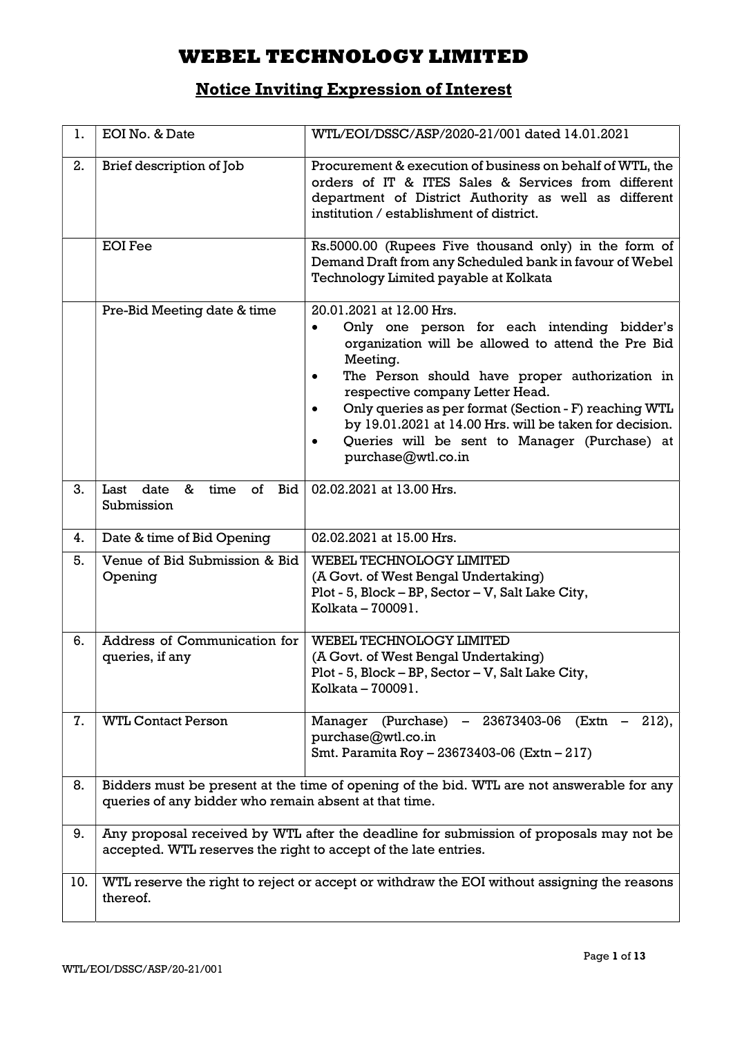# WEBEL TECHNOLOGY LIMITED

## Notice Inviting Expression of Interest

| | | |
|---|---|---|
| 1. | EOI No. & Date | WTL/EOI/DSSC/ASP/2020-21/001 dated 14.01.2021 |
| 2. | Brief description of Job | Procurement & execution of business on behalf of WTL, the orders of IT & ITES Sales & Services from different department of District Authority as well as different institution / establishment of district. |
| | EOI Fee | Rs.5000.00 (Rupees Five thousand only) in the form of Demand Draft from any Scheduled bank in favour of Webel Technology Limited payable at Kolkata |
| | Pre-Bid Meeting date & time | 20.01.2021 at 12.00 Hrs.<br>• Only one person for each intending bidder's organization will be allowed to attend the Pre Bid Meeting.<br>• The Person should have proper authorization in respective company Letter Head.<br>• Only queries as per format (Section - F) reaching WTL by 19.01.2021 at 14.00 Hrs. will be taken for decision.<br>• Queries will be sent to Manager (Purchase) at purchase@wtl.co.in |
| 3. | Last date & time of Bid Submission | 02.02.2021 at 13.00 Hrs. |
| 4. | Date & time of Bid Opening | 02.02.2021 at 15.00 Hrs. |
| 5. | Venue of Bid Submission & Bid Opening | WEBEL TECHNOLOGY LIMITED<br>(A Govt. of West Bengal Undertaking)<br>Plot - 5, Block – BP, Sector – V, Salt Lake City,<br>Kolkata – 700091. |
| 6. | Address of Communication for queries, if any | WEBEL TECHNOLOGY LIMITED<br>(A Govt. of West Bengal Undertaking)<br>Plot - 5, Block – BP, Sector – V, Salt Lake City,<br>Kolkata – 700091. |
| 7. | WTL Contact Person | Manager (Purchase) – 23673403-06 (Extn – 212), purchase@wtl.co.in<br>Smt. Paramita Roy – 23673403-06 (Extn – 217) |
| 8. | Bidders must be present at the time of opening of the bid. WTL are not answerable for any queries of any bidder who remain absent at that time. | |
| 9. | Any proposal received by WTL after the deadline for submission of proposals may not be accepted. WTL reserves the right to accept of the late entries. | |
| 10. | WTL reserve the right to reject or accept or withdraw the EOI without assigning the reasons thereof. | |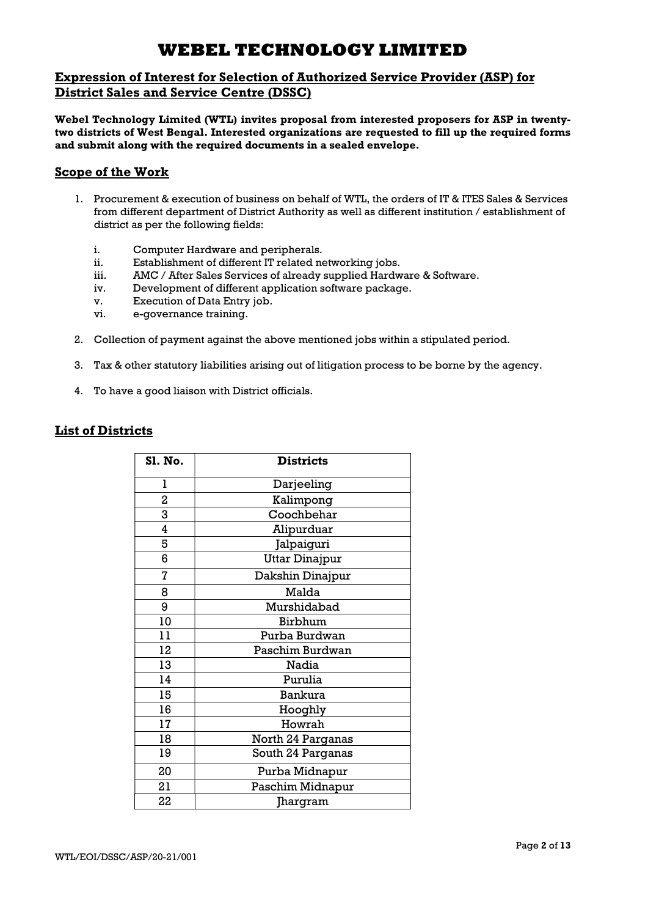# WEBEL TECHNOLOGY LIMITED

## Expression of Interest for Selection of Authorized Service Provider (ASP) for District Sales and Service Centre (DSSC)

**Webel Technology Limited (WTL) invites proposal from interested proposers for ASP in twenty-two districts of West Bengal. Interested organizations are requested to fill up the required forms and submit along with the required documents in a sealed envelope.**

## Scope of the Work

1. Procurement & execution of business on behalf of WTL, the orders of IT & ITES Sales & Services from different department of District Authority as well as different institution / establishment of district as per the following fields:

   i. Computer Hardware and peripherals.
   ii. Establishment of different IT related networking jobs.
   iii. AMC / After Sales Services of already supplied Hardware & Software.
   iv. Development of different application software package.
   v. Execution of Data Entry job.
   vi. e-governance training.

2. Collection of payment against the above mentioned jobs within a stipulated period.

3. Tax & other statutory liabilities arising out of litigation process to be borne by the agency.

4. To have a good liaison with District officials.

## List of Districts

| Sl. No. | Districts |
|---|---|
| 1 | Darjeeling |
| 2 | Kalimpong |
| 3 | Coochbehar |
| 4 | Alipurduar |
| 5 | Jalpaiguri |
| 6 | Uttar Dinajpur |
| 7 | Dakshin Dinajpur |
| 8 | Malda |
| 9 | Murshidabad |
| 10 | Birbhum |
| 11 | Purba Burdwan |
| 12 | Paschim Burdwan |
| 13 | Nadia |
| 14 | Purulia |
| 15 | Bankura |
| 16 | Hooghly |
| 17 | Howrah |
| 18 | North 24 Parganas |
| 19 | South 24 Parganas |
| 20 | Purba Midnapur |
| 21 | Paschim Midnapur |
| 22 | Jhargram |

WTL/EOI/DSSC/ASP/20-21/001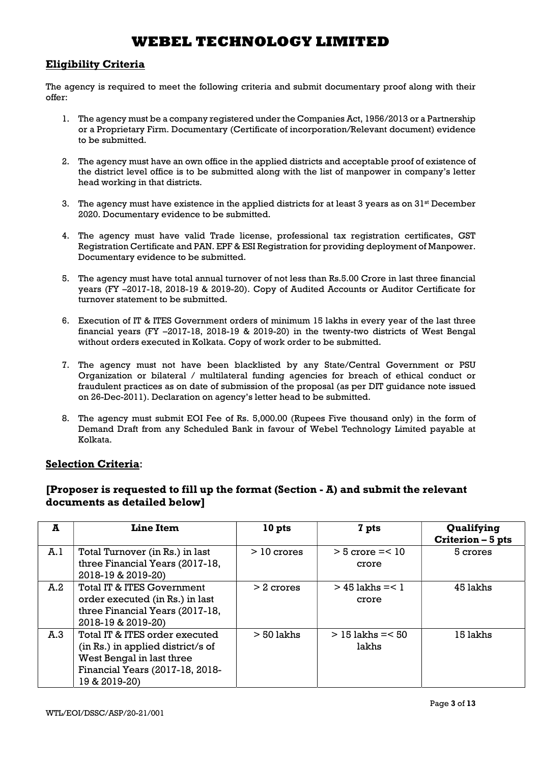# WEBEL TECHNOLOGY LIMITED

## Eligibility Criteria

The agency is required to meet the following criteria and submit documentary proof along with their offer:

1. The agency must be a company registered under the Companies Act, 1956/2013 or a Partnership or a Proprietary Firm. Documentary (Certificate of incorporation/Relevant document) evidence to be submitted.
2. The agency must have an own office in the applied districts and acceptable proof of existence of the district level office is to be submitted along with the list of manpower in company's letter head working in that districts.
3. The agency must have existence in the applied districts for at least 3 years as on 31st December 2020. Documentary evidence to be submitted.
4. The agency must have valid Trade license, professional tax registration certificates, GST Registration Certificate and PAN. EPF & ESI Registration for providing deployment of Manpower. Documentary evidence to be submitted.
5. The agency must have total annual turnover of not less than Rs.5.00 Crore in last three financial years (FY –2017-18, 2018-19 & 2019-20). Copy of Audited Accounts or Auditor Certificate for turnover statement to be submitted.
6. Execution of IT & ITES Government orders of minimum 15 lakhs in every year of the last three financial years (FY –2017-18, 2018-19 & 2019-20) in the twenty-two districts of West Bengal without orders executed in Kolkata. Copy of work order to be submitted.
7. The agency must not have been blacklisted by any State/Central Government or PSU Organization or bilateral / multilateral funding agencies for breach of ethical conduct or fraudulent practices as on date of submission of the proposal (as per DIT guidance note issued on 26-Dec-2011). Declaration on agency's letter head to be submitted.
8. The agency must submit EOI Fee of Rs. 5,000.00 (Rupees Five thousand only) in the form of Demand Draft from any Scheduled Bank in favour of Webel Technology Limited payable at Kolkata.

## Selection Criteria:

### [Proposer is requested to fill up the format (Section - A) and submit the relevant documents as detailed below]

| A | Line Item | 10 pts | 7 pts | Qualifying Criterion – 5 pts |
|---|---|---|---|---|
| A.1 | Total Turnover (in Rs.) in last three Financial Years (2017-18, 2018-19 & 2019-20) | > 10 crores | > 5 crore =< 10 crore | 5 crores |
| A.2 | Total IT & ITES Government order executed (in Rs.) in last three Financial Years (2017-18, 2018-19 & 2019-20) | > 2 crores | > 45 lakhs =< 1 crore | 45 lakhs |
| A.3 | Total IT & ITES order executed (in Rs.) in applied district/s of West Bengal in last three Financial Years (2017-18, 2018-19 & 2019-20) | > 50 lakhs | > 15 lakhs =< 50 lakhs | 15 lakhs |

WTL/EOI/DSSC/ASP/20-21/001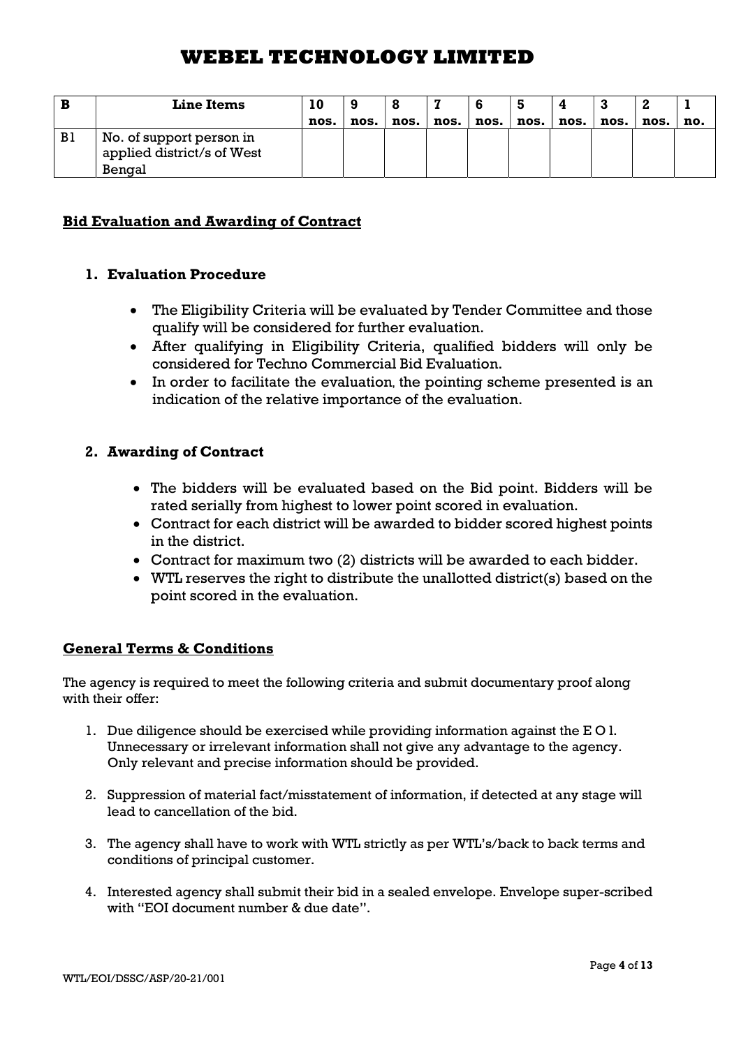| B | Line Items | 10 nos. | 9 nos. | 8 nos. | 7 nos. | 6 nos. | 5 nos. | 4 nos. | 3 nos. | 2 nos. | 1 no. |
|---|---|---|---|---|---|---|---|---|---|---|---|
| B1 | No. of support person in applied district/s of West Bengal | | | | | | | | | | |

## Bid Evaluation and Awarding of Contract

### 1. Evaluation Procedure

- The Eligibility Criteria will be evaluated by Tender Committee and those qualify will be considered for further evaluation.
- After qualifying in Eligibility Criteria, qualified bidders will only be considered for Techno Commercial Bid Evaluation.
- In order to facilitate the evaluation, the pointing scheme presented is an indication of the relative importance of the evaluation.

### 2. Awarding of Contract

- The bidders will be evaluated based on the Bid point. Bidders will be rated serially from highest to lower point scored in evaluation.
- Contract for each district will be awarded to bidder scored highest points in the district.
- Contract for maximum two (2) districts will be awarded to each bidder.
- WTL reserves the right to distribute the unallotted district(s) based on the point scored in the evaluation.

## General Terms & Conditions

The agency is required to meet the following criteria and submit documentary proof along with their offer:

1. Due diligence should be exercised while providing information against the E O I. Unnecessary or irrelevant information shall not give any advantage to the agency. Only relevant and precise information should be provided.

2. Suppression of material fact/misstatement of information, if detected at any stage will lead to cancellation of the bid.

3. The agency shall have to work with WTL strictly as per WTL's/back to back terms and conditions of principal customer.

4. Interested agency shall submit their bid in a sealed envelope. Envelope super-scribed with "EOI document number & due date".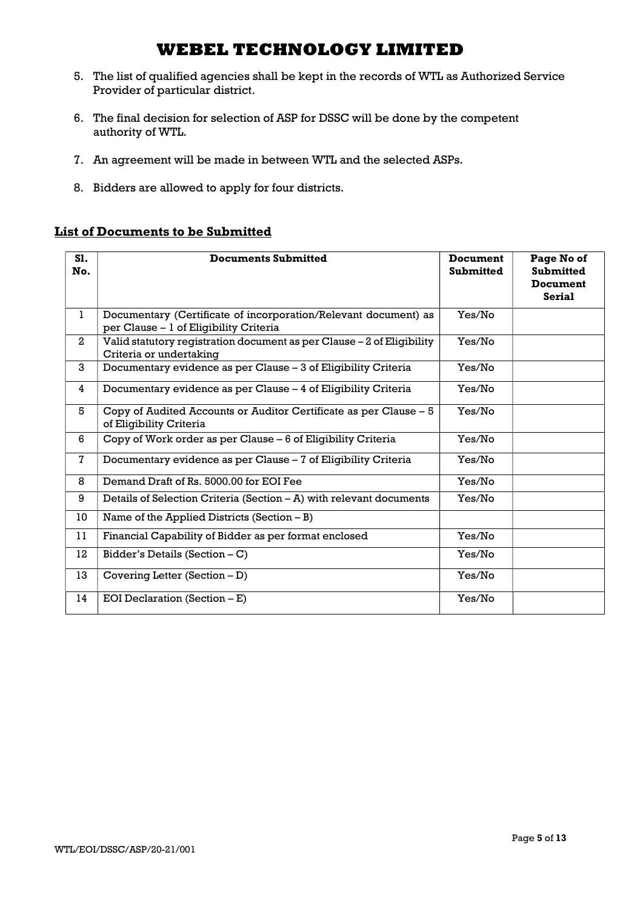5. The list of qualified agencies shall be kept in the records of WTL as Authorized Service Provider of particular district.

6. The final decision for selection of ASP for DSSC will be done by the competent authority of WTL.

7. An agreement will be made in between WTL and the selected ASPs.

8. Bidders are allowed to apply for four districts.

## List of Documents to be Submitted

| Sl. No. | Documents Submitted | Document Submitted | Page No of Submitted Document Serial |
|---|---|---|---|
| 1 | Documentary (Certificate of incorporation/Relevant document) as per Clause – 1 of Eligibility Criteria | Yes/No | |
| 2 | Valid statutory registration document as per Clause – 2 of Eligibility Criteria or undertaking | Yes/No | |
| 3 | Documentary evidence as per Clause – 3 of Eligibility Criteria | Yes/No | |
| 4 | Documentary evidence as per Clause – 4 of Eligibility Criteria | Yes/No | |
| 5 | Copy of Audited Accounts or Auditor Certificate as per Clause – 5 of Eligibility Criteria | Yes/No | |
| 6 | Copy of Work order as per Clause – 6 of Eligibility Criteria | Yes/No | |
| 7 | Documentary evidence as per Clause – 7 of Eligibility Criteria | Yes/No | |
| 8 | Demand Draft of Rs. 5000.00 for EOI Fee | Yes/No | |
| 9 | Details of Selection Criteria (Section – A) with relevant documents | Yes/No | |
| 10 | Name of the Applied Districts (Section – B) | | |
| 11 | Financial Capability of Bidder as per format enclosed | Yes/No | |
| 12 | Bidder's Details (Section – C) | Yes/No | |
| 13 | Covering Letter (Section – D) | Yes/No | |
| 14 | EOI Declaration (Section – E) | Yes/No | |

WTL/EOI/DSSC/ASP/20-21/001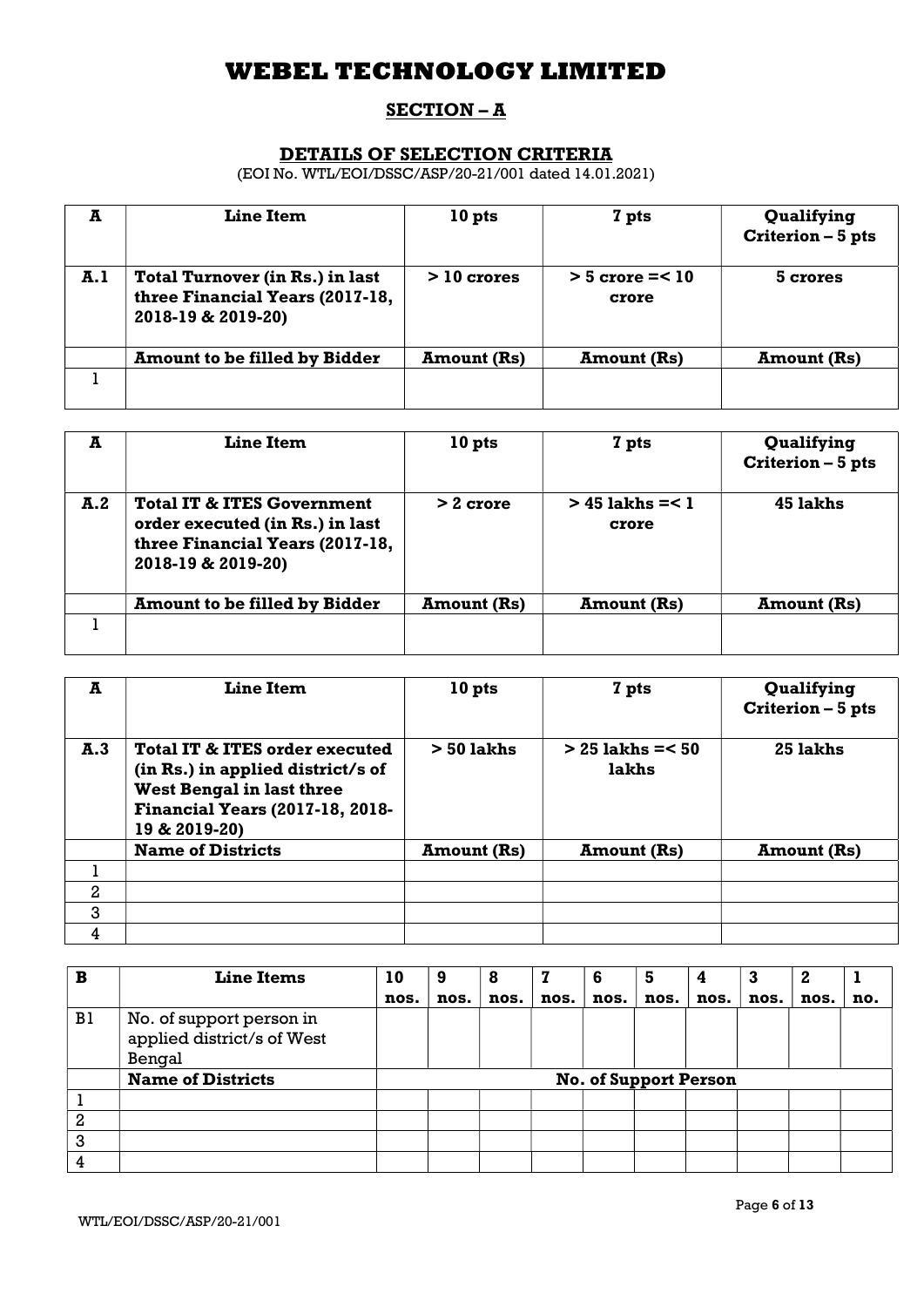# WEBEL TECHNOLOGY LIMITED

## SECTION – A

### DETAILS OF SELECTION CRITERIA

(EOI No. WTL/EOI/DSSC/ASP/20-21/001 dated 14.01.2021)

| A | Line Item | 10 pts | 7 pts | Qualifying Criterion – 5 pts |
|---|---|---|---|---|
| **A.1** | **Total Turnover (in Rs.) in last three Financial Years (2017-18, 2018-19 & 2019-20)** | **> 10 crores** | **> 5 crore =< 10 crore** | **5 crores** |
| | **Amount to be filled by Bidder** | **Amount (Rs)** | **Amount (Rs)** | **Amount (Rs)** |
| 1 | | | | |

| A | Line Item | 10 pts | 7 pts | Qualifying Criterion – 5 pts |
|---|---|---|---|---|
| **A.2** | **Total IT & ITES Government order executed (in Rs.) in last three Financial Years (2017-18, 2018-19 & 2019-20)** | **> 2 crore** | **> 45 lakhs =< 1 crore** | **45 lakhs** |
| | **Amount to be filled by Bidder** | **Amount (Rs)** | **Amount (Rs)** | **Amount (Rs)** |
| 1 | | | | |

| A | Line Item | 10 pts | 7 pts | Qualifying Criterion – 5 pts |
|---|---|---|---|---|
| **A.3** | **Total IT & ITES order executed (in Rs.) in applied district/s of West Bengal in last three Financial Years (2017-18, 2018-19 & 2019-20)** | **> 50 lakhs** | **> 25 lakhs =< 50 lakhs** | **25 lakhs** |
| | **Name of Districts** | **Amount (Rs)** | **Amount (Rs)** | **Amount (Rs)** |
| 1 | | | | |
| 2 | | | | |
| 3 | | | | |
| 4 | | | | |

| B | Line Items | 10 nos. | 9 nos. | 8 nos. | 7 nos. | 6 nos. | 5 nos. | 4 nos. | 3 nos. | 2 nos. | 1 no. |
|---|---|---|---|---|---|---|---|---|---|---|---|
| B1 | No. of support person in applied district/s of West Bengal | | | | | | | | | | |
| | **Name of Districts** | **No. of Support Person** | | | | | | | | | |
| 1 | | | | | | | | | | | |
| 2 | | | | | | | | | | | |
| 3 | | | | | | | | | | | |
| 4 | | | | | | | | | | | |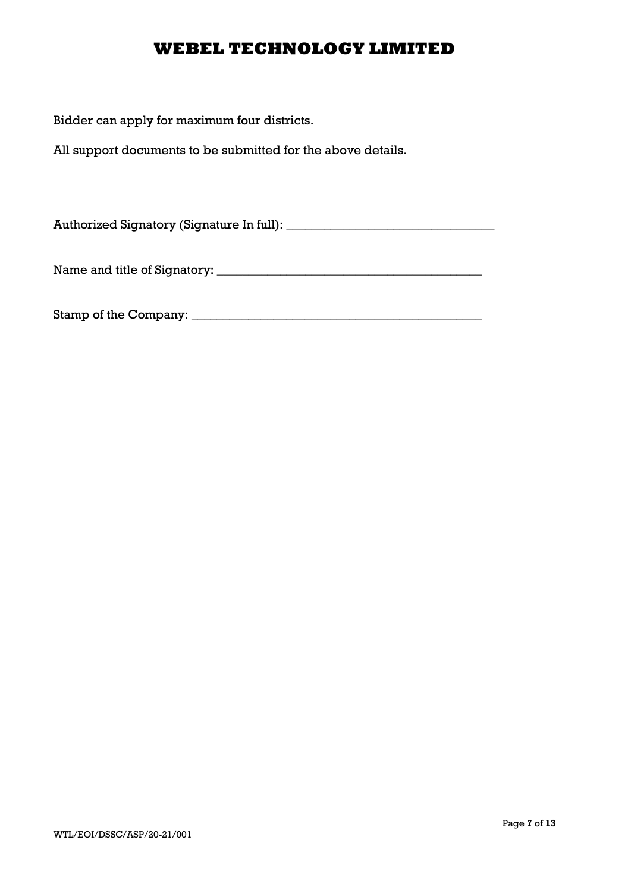Bidder can apply for maximum four districts.

All support documents to be submitted for the above details.

Authorized Signatory (Signature In full): _________________________________

Name and title of Signatory: __________________________________________

Stamp of the Company: ______________________________________________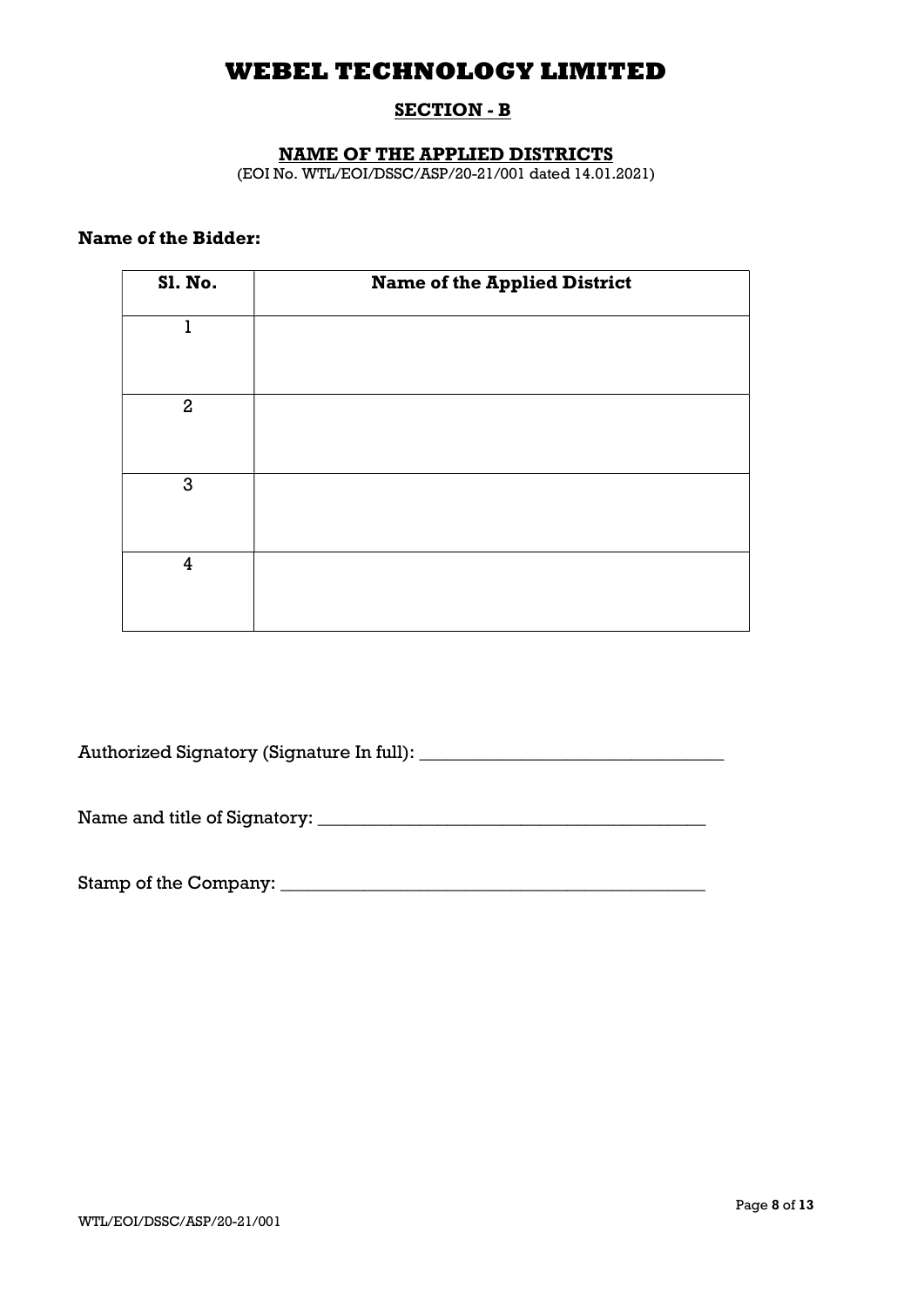# WEBEL TECHNOLOGY LIMITED

## SECTION - B

### NAME OF THE APPLIED DISTRICTS

(EOI No. WTL/EOI/DSSC/ASP/20-21/001 dated 14.01.2021)

**Name of the Bidder:**

| Sl. No. | Name of the Applied District |
|---|---|
| 1 | |
| 2 | |
| 3 | |
| 4 | |

Authorized Signatory (Signature In full): _________________________________

Name and title of Signatory: __________________________________________

Stamp of the Company: ______________________________________________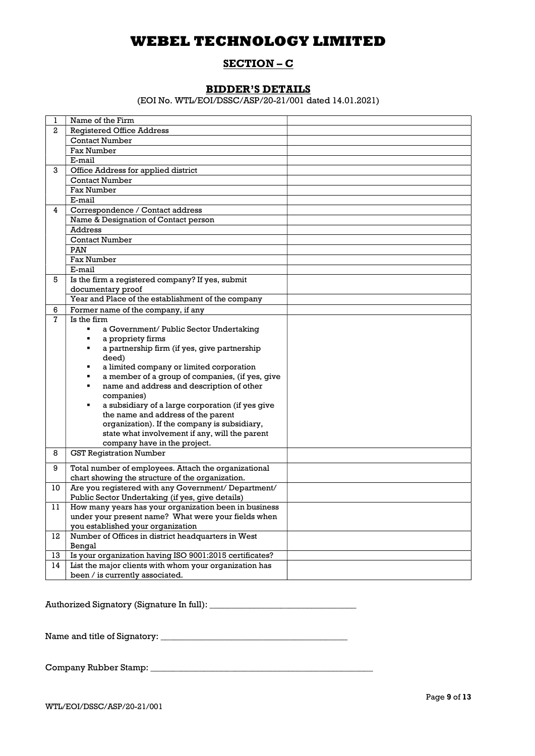# WEBEL TECHNOLOGY LIMITED

## SECTION – C

### BIDDER'S DETAILS

(EOI No. WTL/EOI/DSSC/ASP/20-21/001 dated 14.01.2021)

| | | |
|---|---|---|
| 1 | Name of the Firm | |
| 2 | Registered Office Address | |
| | Contact Number | |
| | Fax Number | |
| | E-mail | |
| 3 | Office Address for applied district | |
| | Contact Number | |
| | Fax Number | |
| | E-mail | |
| 4 | Correspondence / Contact address | |
| | Name & Designation of Contact person | |
| | Address | |
| | Contact Number | |
| | PAN | |
| | Fax Number | |
| | E-mail | |
| 5 | Is the firm a registered company? If yes, submit documentary proof | |
| | Year and Place of the establishment of the company | |
| 6 | Former name of the company, if any | |
| 7 | Is the firm<br>▪ a Government/ Public Sector Undertaking<br>▪ a propriety firms<br>▪ a partnership firm (if yes, give partnership deed)<br>▪ a limited company or limited corporation<br>▪ a member of a group of companies, (if yes, give<br>▪ name and address and description of other companies)<br>▪ a subsidiary of a large corporation (if yes give the name and address of the parent organization). If the company is subsidiary, state what involvement if any, will the parent company have in the project. | |
| 8 | GST Registration Number | |
| 9 | Total number of employees. Attach the organizational chart showing the structure of the organization. | |
| 10 | Are you registered with any Government/ Department/ Public Sector Undertaking (if yes, give details) | |
| 11 | How many years has your organization been in business under your present name? What were your fields when you established your organization | |
| 12 | Number of Offices in district headquarters in West Bengal | |
| 13 | Is your organization having ISO 9001:2015 certificates? | |
| 14 | List the major clients with whom your organization has been / is currently associated. | |

Authorized Signatory (Signature In full): _________________________________

Name and title of Signatory: __________________________________________

Company Rubber Stamp: _____________________________________________________

WTL/EOI/DSSC/ASP/20-21/001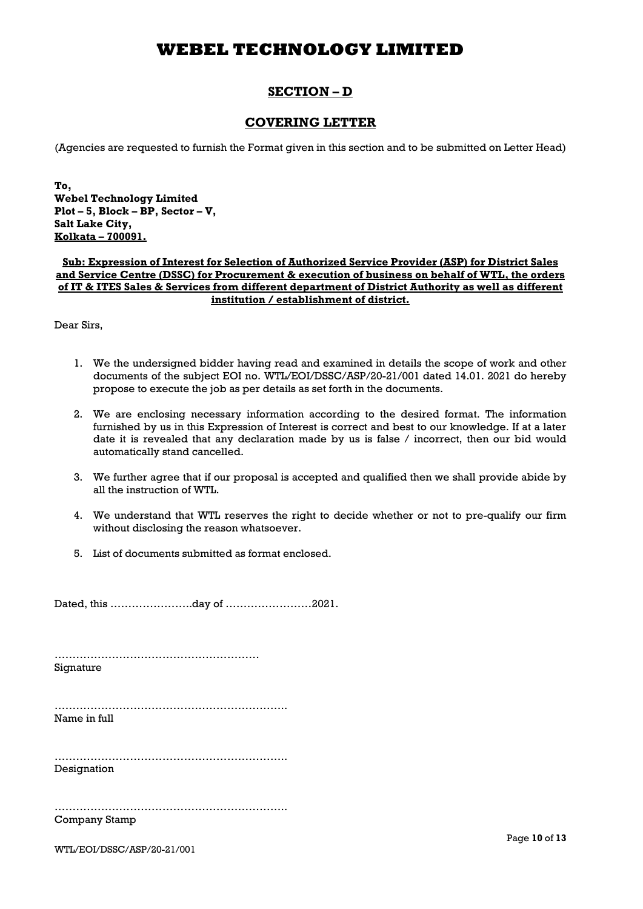# WEBEL TECHNOLOGY LIMITED

## SECTION – D

## COVERING LETTER

(Agencies are requested to furnish the Format given in this section and to be submitted on Letter Head)

**To,**
**Webel Technology Limited**
**Plot – 5, Block – BP, Sector – V,**
**Salt Lake City,**
**Kolkata – 700091.**

**Sub: Expression of Interest for Selection of Authorized Service Provider (ASP) for District Sales and Service Centre (DSSC) for Procurement & execution of business on behalf of WTL, the orders of IT & ITES Sales & Services from different department of District Authority as well as different institution / establishment of district.**

Dear Sirs,

1. We the undersigned bidder having read and examined in details the scope of work and other documents of the subject EOI no. WTL/EOI/DSSC/ASP/20-21/001 dated 14.01. 2021 do hereby propose to execute the job as per details as set forth in the documents.
2. We are enclosing necessary information according to the desired format. The information furnished by us in this Expression of Interest is correct and best to our knowledge. If at a later date it is revealed that any declaration made by us is false / incorrect, then our bid would automatically stand cancelled.
3. We further agree that if our proposal is accepted and qualified then we shall provide abide by all the instruction of WTL.
4. We understand that WTL reserves the right to decide whether or not to pre-qualify our firm without disclosing the reason whatsoever.
5. List of documents submitted as format enclosed.

Dated, this …………………..day of ……………………2021.

…………………………………………………
Signature

……………………………………………………….
Name in full

……………………………………………………….
Designation

……………………………………………………….
Company Stamp

WTL/EOI/DSSC/ASP/20-21/001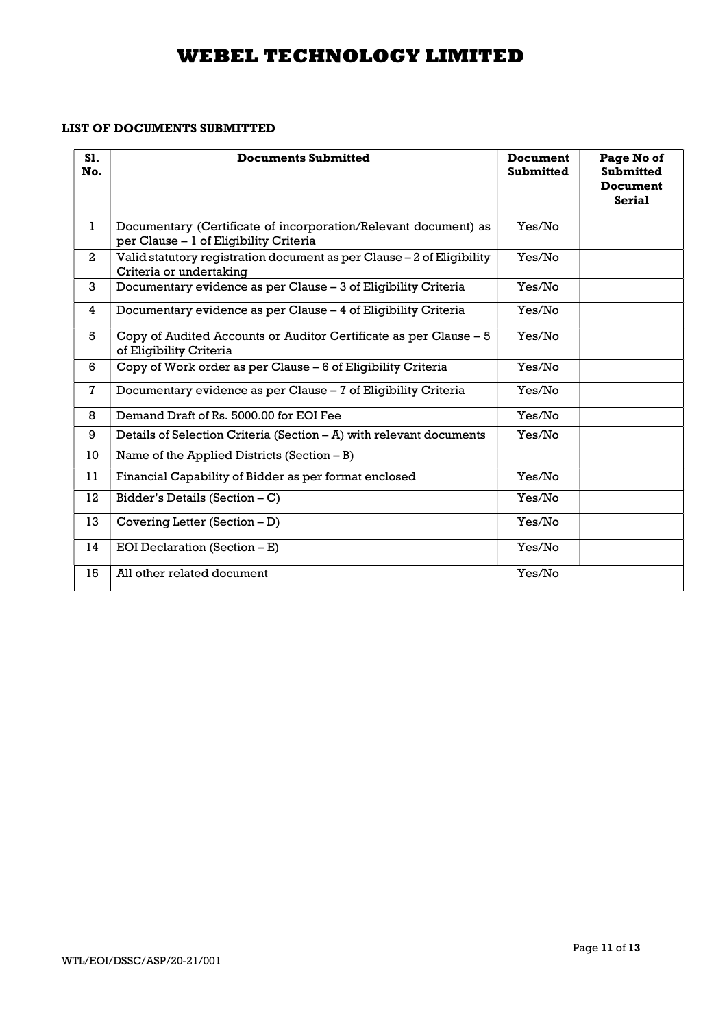# WEBEL TECHNOLOGY LIMITED

**LIST OF DOCUMENTS SUBMITTED**

| Sl. No. | Documents Submitted | Document Submitted | Page No of Submitted Document Serial |
|---|---|---|---|
| 1 | Documentary (Certificate of incorporation/Relevant document) as per Clause – 1 of Eligibility Criteria | Yes/No | |
| 2 | Valid statutory registration document as per Clause – 2 of Eligibility Criteria or undertaking | Yes/No | |
| 3 | Documentary evidence as per Clause – 3 of Eligibility Criteria | Yes/No | |
| 4 | Documentary evidence as per Clause – 4 of Eligibility Criteria | Yes/No | |
| 5 | Copy of Audited Accounts or Auditor Certificate as per Clause – 5 of Eligibility Criteria | Yes/No | |
| 6 | Copy of Work order as per Clause – 6 of Eligibility Criteria | Yes/No | |
| 7 | Documentary evidence as per Clause – 7 of Eligibility Criteria | Yes/No | |
| 8 | Demand Draft of Rs. 5000.00 for EOI Fee | Yes/No | |
| 9 | Details of Selection Criteria (Section – A) with relevant documents | Yes/No | |
| 10 | Name of the Applied Districts (Section – B) | | |
| 11 | Financial Capability of Bidder as per format enclosed | Yes/No | |
| 12 | Bidder's Details (Section – C) | Yes/No | |
| 13 | Covering Letter (Section – D) | Yes/No | |
| 14 | EOI Declaration (Section – E) | Yes/No | |
| 15 | All other related document | Yes/No | |

WTL/EOI/DSSC/ASP/20-21/001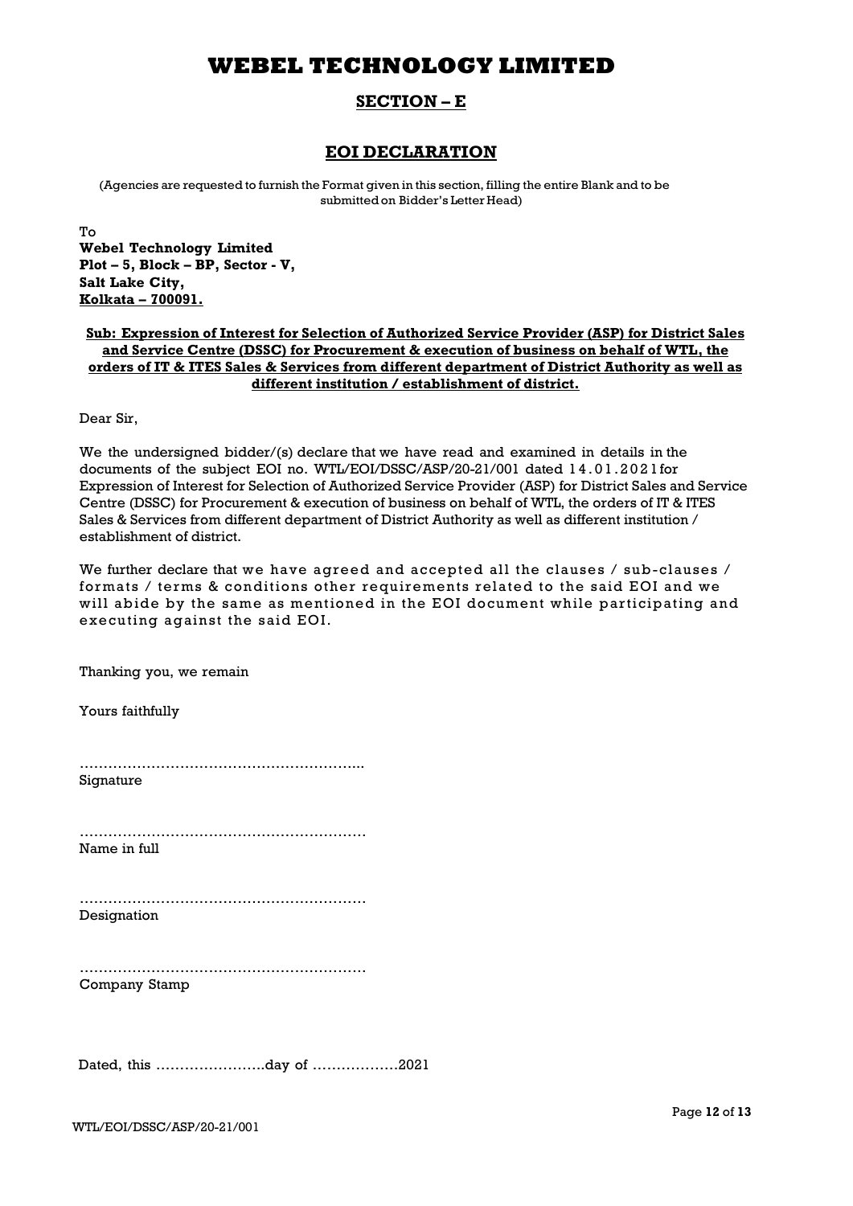# WEBEL TECHNOLOGY LIMITED

## SECTION – E

## EOI DECLARATION

(Agencies are requested to furnish the Format given in this section, filling the entire Blank and to be submitted on Bidder's Letter Head)

To
**Webel Technology Limited**
**Plot – 5, Block – BP, Sector - V,**
**Salt Lake City,**
**Kolkata – 700091.**

**Sub: Expression of Interest for Selection of Authorized Service Provider (ASP) for District Sales and Service Centre (DSSC) for Procurement & execution of business on behalf of WTL, the orders of IT & ITES Sales & Services from different department of District Authority as well as different institution / establishment of district.**

Dear Sir,

We the undersigned bidder/(s) declare that we have read and examined in details in the documents of the subject EOI no. WTL/EOI/DSSC/ASP/20-21/001 dated 14.01.2021 for Expression of Interest for Selection of Authorized Service Provider (ASP) for District Sales and Service Centre (DSSC) for Procurement & execution of business on behalf of WTL, the orders of IT & ITES Sales & Services from different department of District Authority as well as different institution / establishment of district.

We further declare that we have agreed and accepted all the clauses / sub-clauses / formats / terms & conditions other requirements related to the said EOI and we will abide by the same as mentioned in the EOI document while participating and executing against the said EOI.

Thanking you, we remain

Yours faithfully

…………………………………………………..
Signature

…………………………………………………..
Name in full

…………………………………………………..
Designation

…………………………………………………..
Company Stamp

Dated, this …………………..day of ………………2021

WTL/EOI/DSSC/ASP/20-21/001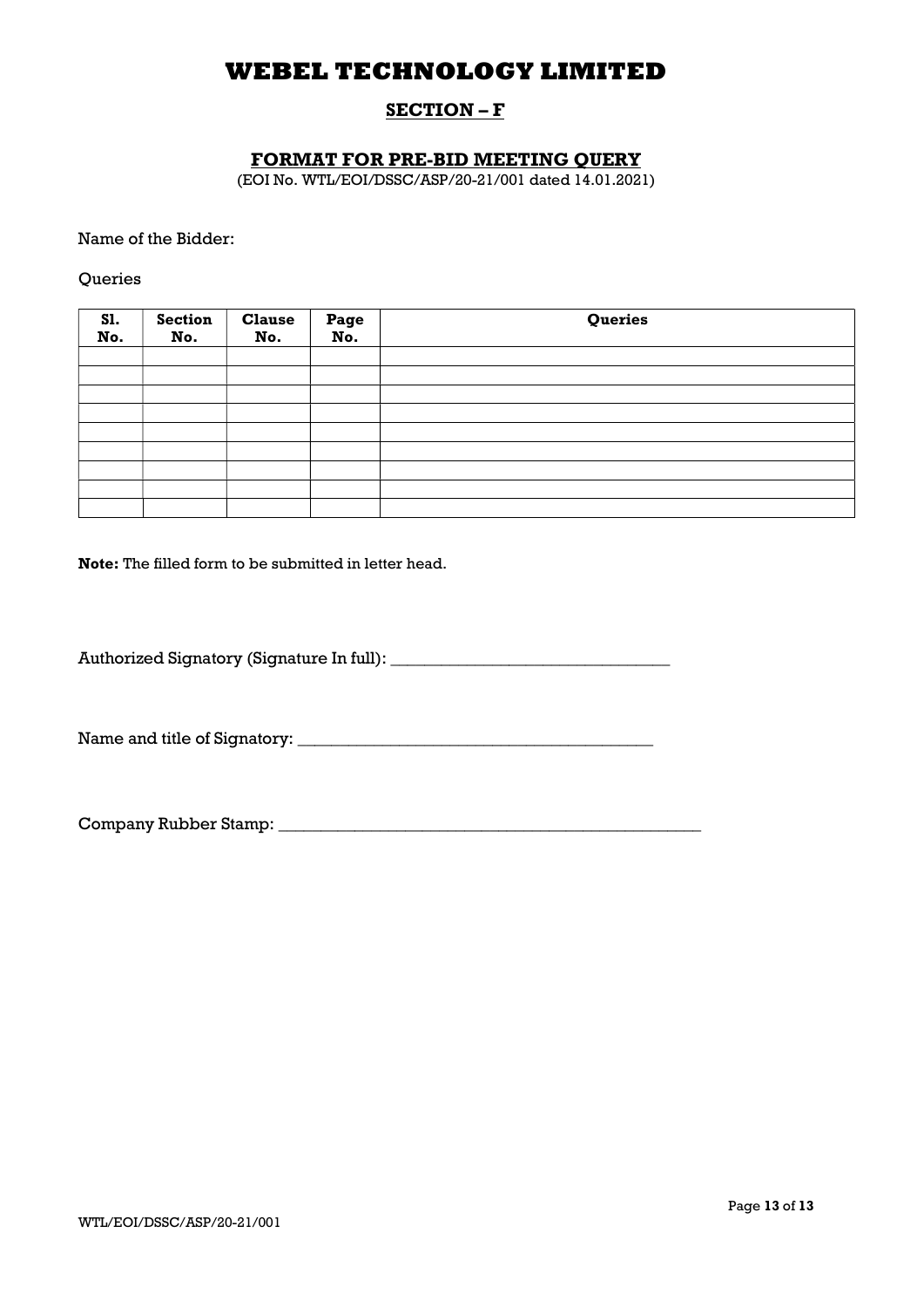# WEBEL TECHNOLOGY LIMITED

## SECTION – F

### FORMAT FOR PRE-BID MEETING QUERY

(EOI No. WTL/EOI/DSSC/ASP/20-21/001 dated 14.01.2021)

Name of the Bidder:

Queries

| Sl. No. | Section No. | Clause No. | Page No. | Queries |
|---|---|---|---|---|
| | | | | |
| | | | | |
| | | | | |
| | | | | |
| | | | | |
| | | | | |
| | | | | |
| | | | | |
| | | | | |

**Note:** The filled form to be submitted in letter head.

Authorized Signatory (Signature In full): _________________________________

Name and title of Signatory: __________________________________________

Company Rubber Stamp: ___________________________________________________